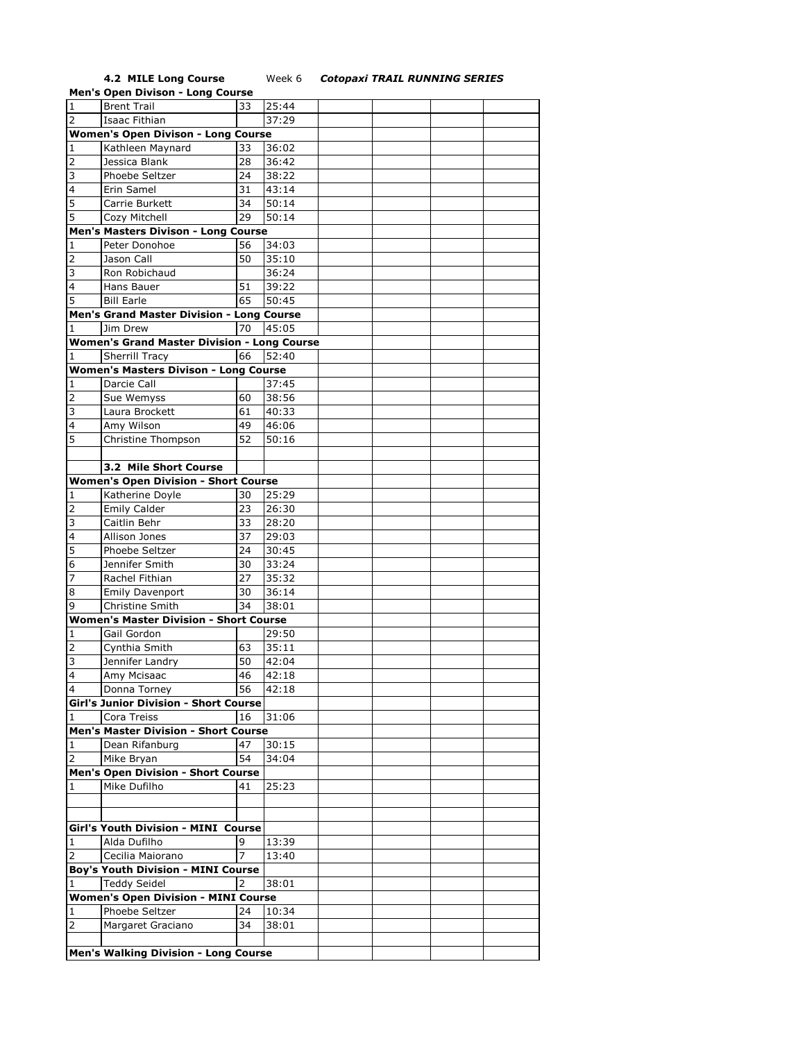**4.2 MILE Long Course** Week 6 ***Cotopaxi TRAIL RUNNING SERIES***

| | | | | | | | |
|---|---|---|---|---|---|---|---|
| **Men's Open Divison - Long Course** | | | | | | | |
| 1 | Brent Trail | 33 | 25:44 | | | | |
| 2 | Isaac Fithian | | 37:29 | | | | |
| **Women's Open Divison - Long Course** | | | | | | | |
| 1 | Kathleen Maynard | 33 | 36:02 | | | | |
| 2 | Jessica Blank | 28 | 36:42 | | | | |
| 3 | Phoebe Seltzer | 24 | 38:22 | | | | |
| 4 | Erin Samel | 31 | 43:14 | | | | |
| 5 | Carrie Burkett | 34 | 50:14 | | | | |
| 5 | Cozy Mitchell | 29 | 50:14 | | | | |
| **Men's Masters Divison - Long Course** | | | | | | | |
| 1 | Peter Donohoe | 56 | 34:03 | | | | |
| 2 | Jason Call | 50 | 35:10 | | | | |
| 3 | Ron Robichaud | | 36:24 | | | | |
| 4 | Hans Bauer | 51 | 39:22 | | | | |
| 5 | Bill Earle | 65 | 50:45 | | | | |
| **Men's Grand Master Division - Long Course** | | | | | | | |
| 1 | Jim Drew | 70 | 45:05 | | | | |
| **Women's Grand Master Division - Long Course** | | | | | | | |
| 1 | Sherrill Tracy | 66 | 52:40 | | | | |
| **Women's Masters Divison - Long Course** | | | | | | | |
| 1 | Darcie Call | | 37:45 | | | | |
| 2 | Sue Wemyss | 60 | 38:56 | | | | |
| 3 | Laura Brockett | 61 | 40:33 | | | | |
| 4 | Amy Wilson | 49 | 46:06 | | | | |
| 5 | Christine Thompson | 52 | 50:16 | | | | |
| | | | | | | | |
| | **3.2 Mile Short Course** | | | | | | |
| **Women's Open Division - Short Course** | | | | | | | |
| 1 | Katherine Doyle | 30 | 25:29 | | | | |
| 2 | Emily Calder | 23 | 26:30 | | | | |
| 3 | Caitlin Behr | 33 | 28:20 | | | | |
| 4 | Allison Jones | 37 | 29:03 | | | | |
| 5 | Phoebe Seltzer | 24 | 30:45 | | | | |
| 6 | Jennifer Smith | 30 | 33:24 | | | | |
| 7 | Rachel Fithian | 27 | 35:32 | | | | |
| 8 | Emily Davenport | 30 | 36:14 | | | | |
| 9 | Christine Smith | 34 | 38:01 | | | | |
| **Women's Master Division - Short Course** | | | | | | | |
| 1 | Gail Gordon | | 29:50 | | | | |
| 2 | Cynthia Smith | 63 | 35:11 | | | | |
| 3 | Jennifer Landry | 50 | 42:04 | | | | |
| 4 | Amy Mcisaac | 46 | 42:18 | | | | |
| 4 | Donna Torney | 56 | 42:18 | | | | |
| **Girl's Junior Division - Short Course** | | | | | | | |
| 1 | Cora Treiss | 16 | 31:06 | | | | |
| **Men's Master Division - Short Course** | | | | | | | |
| 1 | Dean Rifanburg | 47 | 30:15 | | | | |
| 2 | Mike Bryan | 54 | 34:04 | | | | |
| **Men's Open Division - Short Course** | | | | | | | |
| 1 | Mike Dufilho | 41 | 25:23 | | | | |
| | | | | | | | |
| | | | | | | | |
| **Girl's Youth Division - MINI Course** | | | | | | | |
| 1 | Alda Dufilho | 9 | 13:39 | | | | |
| 2 | Cecilia Maiorano | 7 | 13:40 | | | | |
| **Boy's Youth Division - MINI Course** | | | | | | | |
| 1 | Teddy Seidel | 2 | 38:01 | | | | |
| **Women's Open Division - MINI Course** | | | | | | | |
| 1 | Phoebe Seltzer | 24 | 10:34 | | | | |
| 2 | Margaret Graciano | 34 | 38:01 | | | | |
| | | | | | | | |
| **Men's Walking Division - Long Course** | | | | | | | |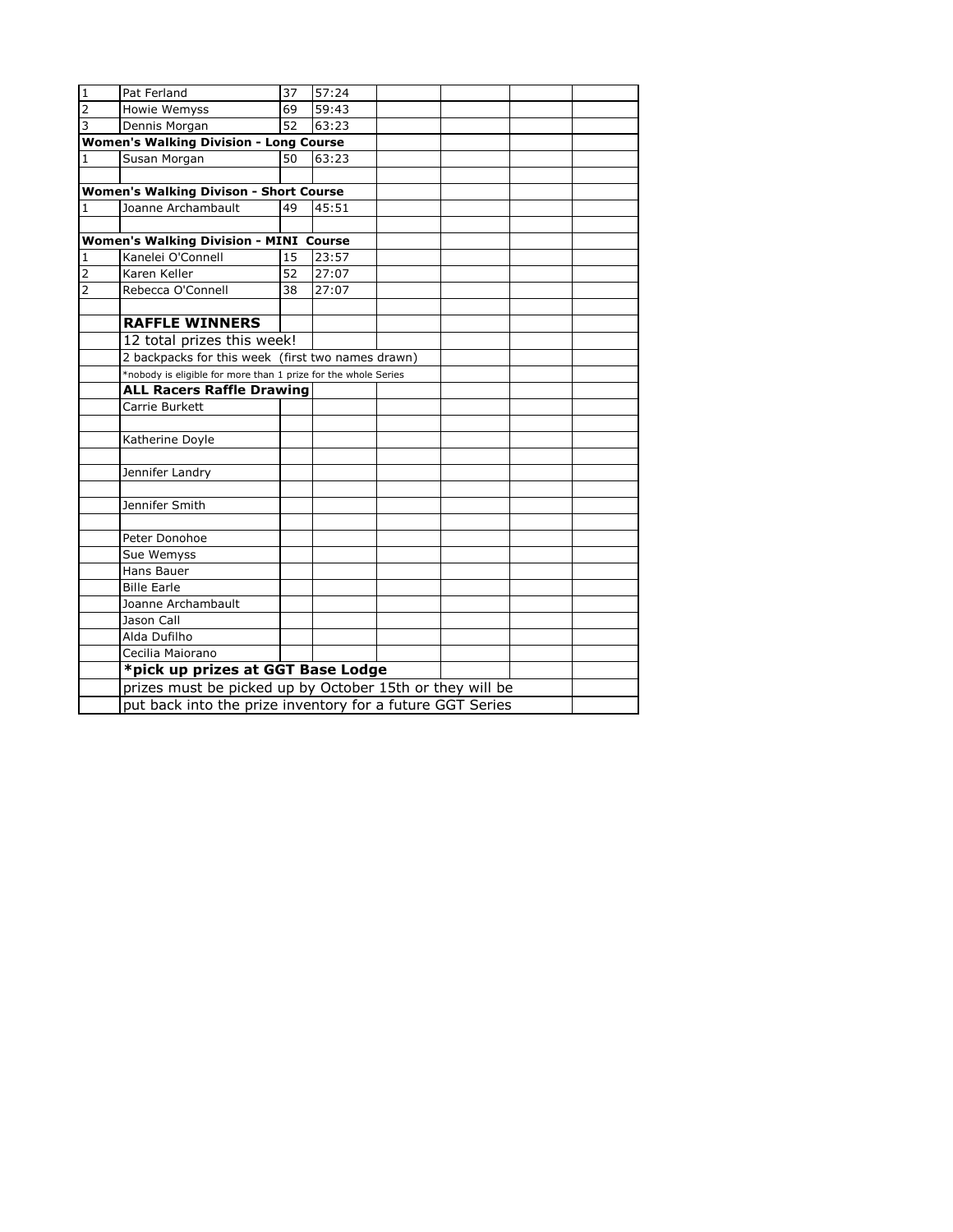| | | | | | | | |
|---|---|---|---|---|---|---|---|
| 1 | Pat Ferland | 37 | 57:24 | | | | |
| 2 | Howie Wemyss | 69 | 59:43 | | | | |
| 3 | Dennis Morgan | 52 | 63:23 | | | | |
| **Women's Walking Division - Long Course** | | | | | | | |
| 1 | Susan Morgan | 50 | 63:23 | | | | |
| | | | | | | | |
| **Women's Walking Divison - Short Course** | | | | | | | |
| 1 | Joanne Archambault | 49 | 45:51 | | | | |
| | | | | | | | |
| **Women's Walking Division - MINI Course** | | | | | | | |
| 1 | Kanelei O'Connell | 15 | 23:57 | | | | |
| 2 | Karen Keller | 52 | 27:07 | | | | |
| 2 | Rebecca O'Connell | 38 | 27:07 | | | | |
| | | | | | | | |
| | **RAFFLE WINNERS** | | | | | | |
| | 12 total prizes this week! | | | | | | |
| | 2 backpacks for this week (first two names drawn) | | | | | | |
| | *nobody is eligible for more than 1 prize for the whole Series | | | | | | |
| | **ALL Racers Raffle Drawing** | | | | | | |
| | Carrie Burkett | | | | | | |
| | | | | | | | |
| | Katherine Doyle | | | | | | |
| | | | | | | | |
| | Jennifer Landry | | | | | | |
| | | | | | | | |
| | Jennifer Smith | | | | | | |
| | | | | | | | |
| | Peter Donohoe | | | | | | |
| | Sue Wemyss | | | | | | |
| | Hans Bauer | | | | | | |
| | Bille Earle | | | | | | |
| | Joanne Archambault | | | | | | |
| | Jason Call | | | | | | |
| | Alda Dufilho | | | | | | |
| | Cecilia Maiorano | | | | | | |
| | **\*pick up prizes at GGT Base Lodge** | | | | | | |
| | prizes must be picked up by October 15th or they will be | | | | | | |
| | put back into the prize inventory for a future GGT Series | | | | | | |